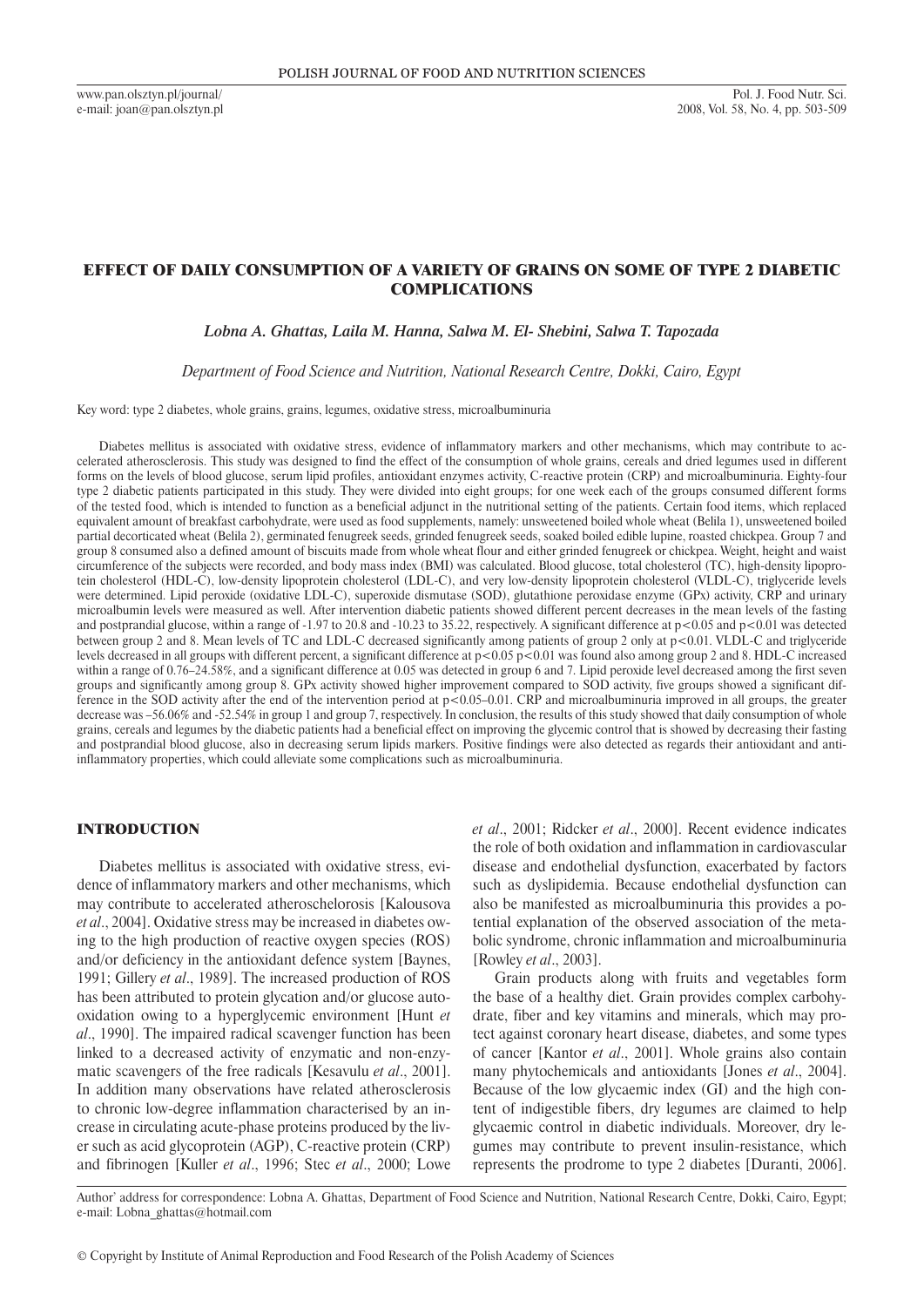# EFFECT OF DAILY CONSUMPTION OF A VARIETY OF GRAINS ON SOME OF TYPE 2 DIABETIC COMPLICATIONS

*Lobna A. Ghattas, Laila M. Hanna, Salwa M. El- Shebini, Salwa T. Tapozada*

*Department of Food Science and Nutrition, National Research Centre, Dokki, Cairo, Egypt*

Key word: type 2 diabetes, whole grains, grains, legumes, oxidative stress, microalbuminuria

Diabetes mellitus is associated with oxidative stress, evidence of inflammatory markers and other mechanisms, which may contribute to accelerated atherosclerosis. This study was designed to find the effect of the consumption of whole grains, cereals and dried legumes used in different forms on the levels of blood glucose, serum lipid profiles, antioxidant enzymes activity, C-reactive protein (CRP) and microalbuminuria. Eighty-four type 2 diabetic patients participated in this study. They were divided into eight groups; for one week each of the groups consumed different forms of the tested food, which is intended to function as a beneficial adjunct in the nutritional setting of the patients. Certain food items, which replaced equivalent amount of breakfast carbohydrate, were used as food supplements, namely: unsweetened boiled whole wheat (Belila 1), unsweetened boiled partial decorticated wheat (Belila 2), germinated fenugreek seeds, grinded fenugreek seeds, soaked boiled edible lupine, roasted chickpea. Group 7 and group 8 consumed also a defined amount of biscuits made from whole wheat flour and either grinded fenugreek or chickpea. Weight, height and waist circumference of the subjects were recorded, and body mass index (BMI) was calculated. Blood glucose, total cholesterol (TC), high-density lipoprotein cholesterol (HDL-C), low-density lipoprotein cholesterol (LDL-C), and very low-density lipoprotein cholesterol (VLDL-C), triglyceride levels were determined. Lipid peroxide (oxidative LDL-C), superoxide dismutase (SOD), glutathione peroxidase enzyme (GPx) activity, CRP and urinary microalbumin levels were measured as well. After intervention diabetic patients showed different percent decreases in the mean levels of the fasting and postprandial glucose, within a range of -1.97 to 20.8 and -10.23 to 35.22, respectively. A significant difference at $p<0.05$ and $p<0.01$ was detected between group 2 and 8. Mean levels of TC and LDL-C decreased significantly among patients of group 2 only at $p<0.01$. VLDL-C and triglyceride levels decreased in all groups with different percent, a significant difference at $p<0.05$ $p<0.01$ was found also among group 2 and 8. HDL-C increased within a range of 0.76–24.58%, and a significant difference at 0.05 was detected in group 6 and 7. Lipid peroxide level decreased among the first seven groups and significantly among group 8. GPx activity showed higher improvement compared to SOD activity, five groups showed a significant difference in the SOD activity after the end of the intervention period at $p<0.05$–0.01. CRP and microalbuminuria improved in all groups, the greater decrease was –56.06% and -52.54% in group 1 and group 7, respectively. In conclusion, the results of this study showed that daily consumption of whole grains, cereals and legumes by the diabetic patients had a beneficial effect on improving the glycemic control that is showed by decreasing their fasting and postprandial blood glucose, also in decreasing serum lipids markers. Positive findings were also detected as regards their antioxidant and anti-inflammatory properties, which could alleviate some complications such as microalbuminuria.

## INTRODUCTION

Diabetes mellitus is associated with oxidative stress, evidence of inflammatory markers and other mechanisms, which may contribute to accelerated atheroschelorosis [Kalousova *et al*., 2004]. Oxidative stress may be increased in diabetes owing to the high production of reactive oxygen species (ROS) and/or deficiency in the antioxidant defence system [Baynes, 1991; Gillery *et al*., 1989]. The increased production of ROS has been attributed to protein glycation and/or glucose autooxidation owing to a hyperglycemic environment [Hunt *et al*., 1990]. The impaired radical scavenger function has been linked to a decreased activity of enzymatic and non-enzymatic scavengers of the free radicals [Kesavulu *et al*., 2001]. In addition many observations have related atherosclerosis to chronic low-degree inflammation characterised by an increase in circulating acute-phase proteins produced by the liver such as acid glycoprotein (AGP), C-reactive protein (CRP) and fibrinogen [Kuller *et al*., 1996; Stec *et al*., 2000; Lowe *et al*., 2001; Ridcker *et al*., 2000]. Recent evidence indicates the role of both oxidation and inflammation in cardiovascular disease and endothelial dysfunction, exacerbated by factors such as dyslipidemia. Because endothelial dysfunction can also be manifested as microalbuminuria this provides a potential explanation of the observed association of the metabolic syndrome, chronic inflammation and microalbuminuria [Rowley *et al*., 2003].

Grain products along with fruits and vegetables form the base of a healthy diet. Grain provides complex carbohydrate, fiber and key vitamins and minerals, which may protect against coronary heart disease, diabetes, and some types of cancer [Kantor *et al*., 2001]. Whole grains also contain many phytochemicals and antioxidants [Jones *et al*., 2004]. Because of the low glycaemic index (GI) and the high content of indigestible fibers, dry legumes are claimed to help glycaemic control in diabetic individuals. Moreover, dry legumes may contribute to prevent insulin-resistance, which represents the prodrome to type 2 diabetes [Duranti, 2006].

Author' address for correspondence: Lobna A. Ghattas, Department of Food Science and Nutrition, National Research Centre, Dokki, Cairo, Egypt; e-mail: Lobna_ghattas@hotmail.com

© Copyright by Institute of Animal Reproduction and Food Research of the Polish Academy of Sciences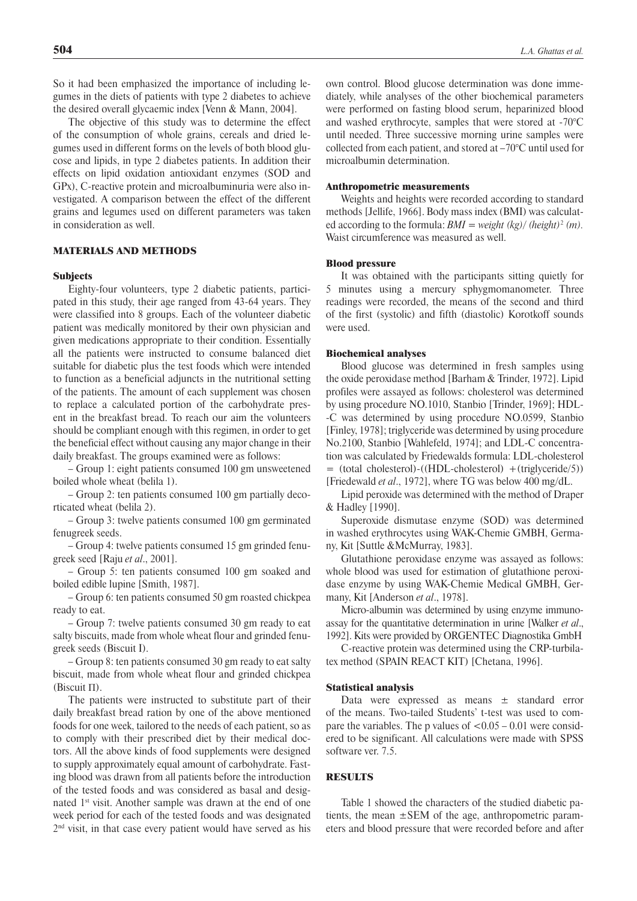So it had been emphasized the importance of including legumes in the diets of patients with type 2 diabetes to achieve the desired overall glycaemic index [Venn & Mann, 2004].

The objective of this study was to determine the effect of the consumption of whole grains, cereals and dried legumes used in different forms on the levels of both blood glucose and lipids, in type 2 diabetes patients. In addition their effects on lipid oxidation antioxidant enzymes (SOD and GPx), C-reactive protein and microalbuminuria were also investigated. A comparison between the effect of the different grains and legumes used on different parameters was taken in consideration as well.

## MATERIALS AND METHODS

### Subjects

Eighty-four volunteers, type 2 diabetic patients, participated in this study, their age ranged from 43-64 years. They were classified into 8 groups. Each of the volunteer diabetic patient was medically monitored by their own physician and given medications appropriate to their condition. Essentially all the patients were instructed to consume balanced diet suitable for diabetic plus the test foods which were intended to function as a beneficial adjuncts in the nutritional setting of the patients. The amount of each supplement was chosen to replace a calculated portion of the carbohydrate present in the breakfast bread. To reach our aim the volunteers should be compliant enough with this regimen, in order to get the beneficial effect without causing any major change in their daily breakfast. The groups examined were as follows:

– Group 1: eight patients consumed 100 gm unsweetened boiled whole wheat (belila 1).

– Group 2: ten patients consumed 100 gm partially decorticated wheat (belila 2).

– Group 3: twelve patients consumed 100 gm germinated fenugreek seeds.

– Group 4: twelve patients consumed 15 gm grinded fenugreek seed [Raju *et al*., 2001].

– Group 5: ten patients consumed 100 gm soaked and boiled edible lupine [Smith, 1987].

– Group 6: ten patients consumed 50 gm roasted chickpea ready to eat.

– Group 7: twelve patients consumed 30 gm ready to eat salty biscuits, made from whole wheat flour and grinded fenugreek seeds (Biscuit I).

– Group 8: ten patients consumed 30 gm ready to eat salty biscuit, made from whole wheat flour and grinded chickpea (Biscuit II).

The patients were instructed to substitute part of their daily breakfast bread ration by one of the above mentioned foods for one week, tailored to the needs of each patient, so as to comply with their prescribed diet by their medical doctors. All the above kinds of food supplements were designed to supply approximately equal amount of carbohydrate. Fasting blood was drawn from all patients before the introduction of the tested foods and was considered as basal and designated 1st visit. Another sample was drawn at the end of one week period for each of the tested foods and was designated 2nd visit, in that case every patient would have served as his own control. Blood glucose determination was done immediately, while analyses of the other biochemical parameters were performed on fasting blood serum, heparinized blood and washed erythrocyte, samples that were stored at -70°C until needed. Three successive morning urine samples were collected from each patient, and stored at –70°C until used for microalbumin determination.

### Anthropometric measurements

Weights and heights were recorded according to standard methods [Jellife, 1966]. Body mass index (BMI) was calculated according to the formula: $BMI = weight\ (kg)/\ (height)^2\ (m)$. Waist circumference was measured as well.

### Blood pressure

It was obtained with the participants sitting quietly for 5 minutes using a mercury sphygmomanometer. Three readings were recorded, the means of the second and third of the first (systolic) and fifth (diastolic) Korotkoff sounds were used.

### Biochemical analyses

Blood glucose was determined in fresh samples using the oxide peroxidase method [Barham & Trinder, 1972]. Lipid profiles were assayed as follows: cholesterol was determined by using procedure NO.1010, Stanbio [Trinder, 1969]; HDL-C was determined by using procedure NO.0599, Stanbio [Finley, 1978]; triglyceride was determined by using procedure No.2100, Stanbio [Wahlefeld, 1974]; and LDL-C concentration was calculated by Friedewalds formula: LDL-cholesterol = (total cholesterol)-((HDL-cholesterol) + (triglyceride/5)) [Friedewald *et al*., 1972], where TG was below 400 mg/dL.

Lipid peroxide was determined with the method of Draper & Hadley [1990].

Superoxide dismutase enzyme (SOD) was determined in washed erythrocytes using WAK-Chemie GMBH, Germany, Kit [Suttle &McMurray, 1983].

Glutathione peroxidase enzyme was assayed as follows: whole blood was used for estimation of glutathione peroxidase enzyme by using WAK-Chemie Medical GMBH, Germany, Kit [Anderson *et al*., 1978].

Micro-albumin was determined by using enzyme immunoassay for the quantitative determination in urine [Walker *et al*., 1992]. Kits were provided by ORGENTEC Diagnostika GmbH

C-reactive protein was determined using the CRP-turbilatex method (SPAIN REACT KIT) [Chetana, 1996].

### Statistical analysis

Data were expressed as means ± standard error of the means. Two-tailed Students' t-test was used to compare the variables. The p values of <0.05 – 0.01 were considered to be significant. All calculations were made with SPSS software ver. 7.5.

## RESULTS

Table 1 showed the characters of the studied diabetic patients, the mean ±SEM of the age, anthropometric parameters and blood pressure that were recorded before and after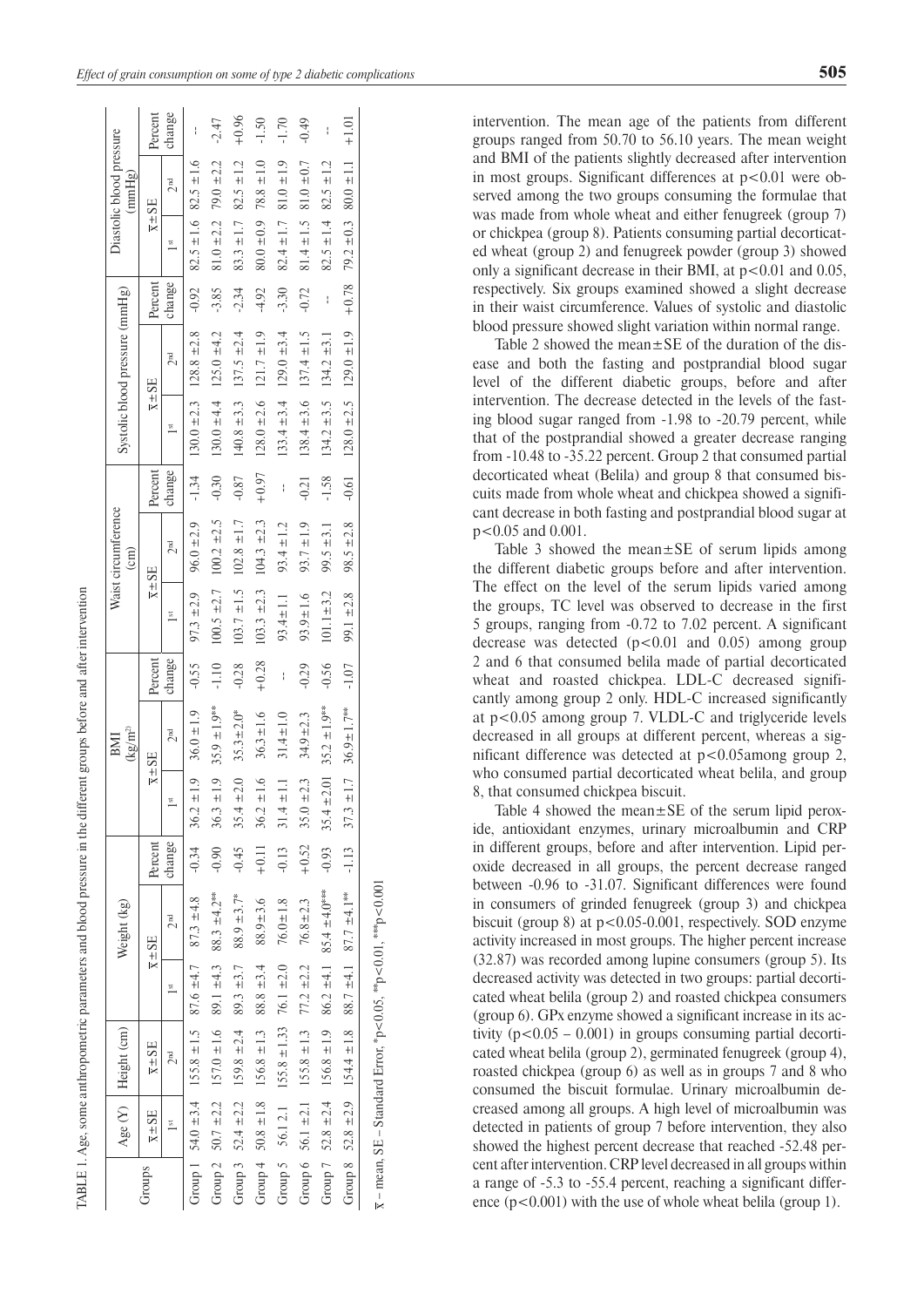TABLE 1. Age, some anthropometric parameters and blood pressure in the different groups before and after intervention

| Groups | Age (Y) | Height (cm) | Weight (kg) | | | BMI (kg/m²) | | | Waist circumference (cm) | | | Systolic blood pressure (mmHg) | | | Diastolic blood pressure (mmHg) | | |
|---|---|---|---|---|---|---|---|---|---|---|---|---|---|---|---|---|---|
| | $\bar{x}\pm$SE | $\bar{x}\pm$SE | $\bar{x}\pm$SE | | Percent change | $\bar{x}\pm$SE | | Percent change | $\bar{x}\pm$SE | | Percent change | $\bar{x}\pm$SE | | Percent change | $\bar{x}\pm$SE | | Percent change |
| | 1st | 2nd | 1st | 2nd | | 1st | 2nd | | 1st | 2nd | | 1st | 2nd | | 1st | 2nd | |
| Group 1 | 54.0 ±3.4 | 155.8 ±1.5 | 87.6 ±4.7 | 87.3 ±4.8 | -0.34 | 36.2 ±1.9 | 36.0 ±1.9 | -0.55 | 97.3 ±2.9 | 96.0 ±2.9 | -1.34 | 130.0 ±2.3 | 128.8 ±2.8 | -0.92 | 82.5 ±1.6 | 82.5 ±1.6 | -- |
| Group 2 | 50.7 ±2.2 | 157.0 ±1.6 | 89.1 ±4.3 | 88.3 ±4.2** | -0.90 | 36.3 ±1.9 | 35.9 ±1.9** | -1.10 | 100.5 ±2.7 | 100.2 ±2.5 | -0.30 | 130.0 ±4.4 | 125.0 ±4.2 | -3.85 | 81.0 ±2.2 | 79.0 ±2.2 | -2.47 |
| Group 3 | 52.4 ±2.2 | 159.8 ±2.4 | 89.3 ±3.7 | 88.9 ±3.7* | -0.45 | 35.4 ±2.0 | 35.3±2.0* | -0.28 | 103.7 ±1.5 | 102.8 ±1.7 | -0.87 | 140.8 ±3.3 | 137.5 ±2.4 | -2.34 | 83.3 ±1.7 | 82.5 ±1.2 | +0.96 |
| Group 4 | 50.8 ±1.8 | 156.8 ±1.3 | 88.8 ±3.4 | 88.9±3.6 | +0.11 | 36.2 ±1.6 | 36.3 ±1.6 | +0.28 | 103.3 ±2.3 | 104.3 ±2.3 | +0.97 | 128.0 ±2.6 | 121.7 ±1.9 | -4.92 | 80.0 ±0.9 | 78.8 ±1.0 | -1.50 |
| Group 5 | 56.1 2.1 | 155.8 ±1.33 | 76.1 ±2.0 | 76.0±1.8 | -0.13 | 31.4 ±1.1 | 31.4±1.0 | -- | 93.4±1.1 | 93.4 ±1.2 | -- | 133.4 ±3.4 | 129.0 ±3.4 | -3.30 | 82.4 ±1.7 | 81.0 ±1.9 | -1.70 |
| Group 6 | 56.1 ±2.1 | 155.8 ±1.3 | 77.2 ±2.2 | 76.8±2.3 | +0.52 | 35.0 ±2.3 | 34.9±2.3 | -0.29 | 93.9±1.6 | 93.7 ±1.9 | -0.21 | 138.4 ±3.6 | 137.4 ±1.5 | -0.72 | 81.4 ±1.5 | 81.0 ±0.7 | -0.49 |
| Group 7 | 52.8 ±2.4 | 156.8 ±1.9 | 86.2 ±4.1 | 85.4 ±4.0*** | -0.93 | 35.4 ±2.01 | 35.2 ±1.9** | -0.56 | 101.1±3.2 | 99.5 ±3.1 | -1.58 | 134.2 ±3.5 | 134.2 ±3.1 | -- | 82.5 ±1.4 | 82.5 ±1.2 | -- |
| Group 8 | 52.8 ±2.9 | 154.4 ±1.8 | 88.7 ±4.1 | 87.7 ±4.1** | -1.13 | 37.3 ±1.7 | 36.9±1.7** | -1.07 | 99.1 ±2.8 | 98.5 ±2.8 | -0.61 | 128.0 ±2.5 | 129.0 ±1.9 | +0.78 | 79.2 ±0.3 | 80.0 ±1.1 | +1.01 |

$\bar{x}$ – mean, SE – Standard Error, *p<0.05, **p<0.01, ***p<0.001

intervention. The mean age of the patients from different groups ranged from 50.70 to 56.10 years. The mean weight and BMI of the patients slightly decreased after intervention in most groups. Significant differences at $p<0.01$ were observed among the two groups consuming the formulae that was made from whole wheat and either fenugreek (group 7) or chickpea (group 8). Patients consuming partial decorticated wheat (group 2) and fenugreek powder (group 3) showed only a significant decrease in their BMI, at $p<0.01$ and 0.05, respectively. Six groups examined showed a slight decrease in their waist circumference. Values of systolic and diastolic blood pressure showed slight variation within normal range.

Table 2 showed the mean±SE of the duration of the disease and both the fasting and postprandial blood sugar level of the different diabetic groups, before and after intervention. The decrease detected in the levels of the fasting blood sugar ranged from -1.98 to -20.79 percent, while that of the postprandial showed a greater decrease ranging from -10.48 to -35.22 percent. Group 2 that consumed partial decorticated wheat (Belila) and group 8 that consumed biscuits made from whole wheat and chickpea showed a significant decrease in both fasting and postprandial blood sugar at $p<0.05$ and 0.001.

Table 3 showed the mean±SE of serum lipids among the different diabetic groups before and after intervention. The effect on the level of the serum lipids varied among the groups, TC level was observed to decrease in the first 5 groups, ranging from -0.72 to 7.02 percent. A significant decrease was detected ($p<0.01$ and 0.05) among group 2 and 6 that consumed belila made of partial decorticated wheat and roasted chickpea. LDL-C decreased significantly among group 2 only. HDL-C increased significantly at $p<0.05$ among group 7. VLDL-C and triglyceride levels decreased in all groups at different percent, whereas a significant difference was detected at $p<0.05$among group 2, who consumed partial decorticated wheat belila, and group 8, that consumed chickpea biscuit.

Table 4 showed the mean±SE of the serum lipid peroxide, antioxidant enzymes, urinary microalbumin and CRP in different groups, before and after intervention. Lipid peroxide decreased in all groups, the percent decrease ranged between -0.96 to -31.07. Significant differences were found in consumers of grinded fenugreek (group 3) and chickpea biscuit (group 8) at $p<0.05$-0.001, respectively. SOD enzyme activity increased in most groups. The higher percent increase (32.87) was recorded among lupine consumers (group 5). Its decreased activity was detected in two groups: partial decorticated wheat belila (group 2) and roasted chickpea consumers (group 6). GPx enzyme showed a significant increase in its activity ($p<0.05$ – 0.001) in groups consuming partial decorticated wheat belila (group 2), germinated fenugreek (group 4), roasted chickpea (group 6) as well as in groups 7 and 8 who consumed the biscuit formulae. Urinary microalbumin decreased among all groups. A high level of microalbumin was detected in patients of group 7 before intervention, they also showed the highest percent decrease that reached -52.48 percent after intervention. CRP level decreased in all groups within a range of -5.3 to -55.4 percent, reaching a significant difference ($p<0.001$) with the use of whole wheat belila (group 1).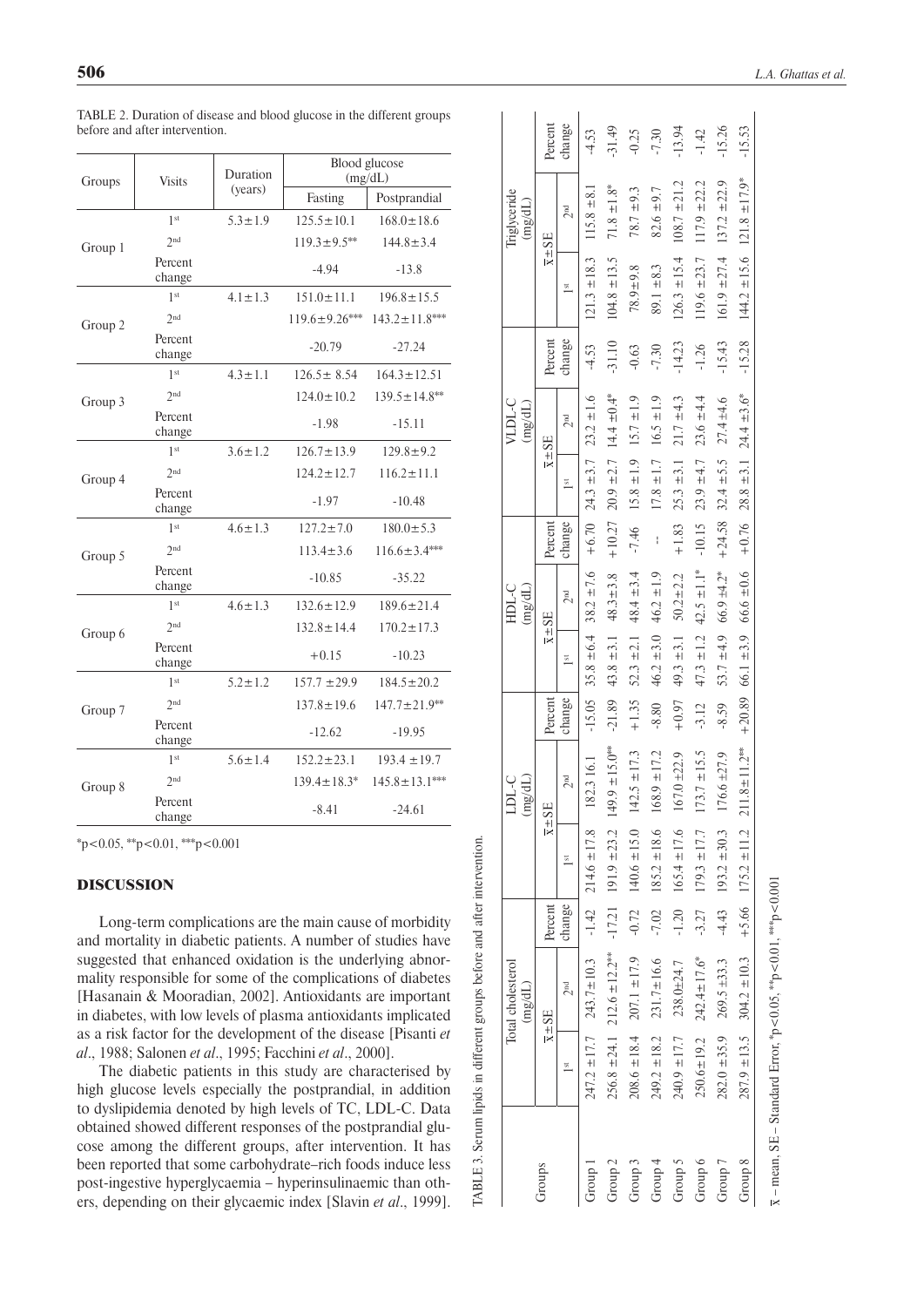TABLE 2. Duration of disease and blood glucose in the different groups before and after intervention.

| Groups | Visits | Duration (years) | Blood glucose (mg/dL) | |
|---|---|---|---|---|
| | | | Fasting | Postprandial |
| Group 1 | 1st | 5.3±1.9 | 125.5±10.1 | 168.0±18.6 |
| | 2nd | | 119.3±9.5** | 144.8±3.4 |
| | Percent change | | -4.94 | -13.8 |
| Group 2 | 1st | 4.1±1.3 | 151.0±11.1 | 196.8±15.5 |
| | 2nd | | 119.6±9.26*** | 143.2±11.8*** |
| | Percent change | | -20.79 | -27.24 |
| Group 3 | 1st | 4.3±1.1 | 126.5± 8.54 | 164.3±12.51 |
| | 2nd | | 124.0±10.2 | 139.5±14.8** |
| | Percent change | | -1.98 | -15.11 |
| Group 4 | 1st | 3.6±1.2 | 126.7±13.9 | 129.8±9.2 |
| | 2nd | | 124.2±12.7 | 116.2±11.1 |
| | Percent change | | -1.97 | -10.48 |
| Group 5 | 1st | 4.6±1.3 | 127.2±7.0 | 180.0±5.3 |
| | 2nd | | 113.4±3.6 | 116.6±3.4*** |
| | Percent change | | -10.85 | -35.22 |
| Group 6 | 1st | 4.6±1.3 | 132.6±12.9 | 189.6±21.4 |
| | 2nd | | 132.8±14.4 | 170.2±17.3 |
| | Percent change | | +0.15 | -10.23 |
| Group 7 | 1st | 5.2±1.2 | 157.7 ±29.9 | 184.5±20.2 |
| | 2nd | | 137.8±19.6 | 147.7±21.9** |
| | Percent change | | -12.62 | -19.95 |
| Group 8 | 1st | 5.6±1.4 | 152.2±23.1 | 193.4 ±19.7 |
| | 2nd | | 139.4±18.3* | 145.8±13.1*** |
| | Percent change | | -8.41 | -24.61 |

*p<0.05, **p<0.01, ***p<0.001

TABLE 3. Serum lipids in different groups before and after intervention.

| Groups | Total cholesterol (mg/dL) | | | LDL-C (mg/dL) | | | HDL-C (mg/dL) | | | VLDL-C (mg/dL) | | | Triglyceride (mg/dL) | | |
|---|---|---|---|---|---|---|---|---|---|---|---|---|---|---|---|
| | $\bar{x}$±SE | | Percent change | $\bar{x}$±SE | | Percent change | $\bar{x}$±SE | | Percent change | $\bar{x}$±SE | | Percent change | $\bar{x}$±SE | | Percent change |
| | 1st | 2nd | | 1st | 2nd | | 1st | 2nd | | 1st | 2nd | | 1st | 2nd | |
| Group 1 | 247.2 ±17.7 | 243.7±10.3 | -1.42 | 214.6 ±17.8 | 182.3 16.1 | -15.05 | 35.8 ±6.4 | 38.2 ±7.6 | +6.70 | 24.3 ±3.7 | 23.2 ±1.6 | -4.53 | 121.3 ±18.3 | 115.8 ±8.1 | -4.53 |
| Group 2 | 256.8 ±24.1 | 212.6 ±12.2** | -17.21 | 191.9 ±23.2 | 149.9 ±15.0** | -21.89 | 43.8 ±3.1 | 48.3±3.8 | +10.27 | 20.9 ±2.7 | 14.4 ±0.4* | -31.10 | 104.8 ±13.5 | 71.8 ±1.8* | -31.49 |
| Group 3 | 208.6 ±18.4 | 207.1 ±17.9 | -0.72 | 140.6 ±15.0 | 142.5 ±17.3 | +1.35 | 52.3 ±2.1 | 48.4 ±3.4 | -7.46 | 15.8 ±1.9 | 15.7 ±1.9 | -0.63 | 78.9±9.8 | 78.7 ±9.3 | -0.25 |
| Group 4 | 249.2 ±18.2 | 231.7±16.6 | -7.02 | 185.2 ±18.6 | 168.9 ±17.2 | -8.80 | 46.2 ±3.0 | 46.2 ±1.9 | -- | 17.8 ±1.7 | 16.5 ±1.9 | -7.30 | 89.1 ±8.3 | 82.6 ±9.7 | -7.30 |
| Group 5 | 240.9 ±17.7 | 238.0±24.7 | -1.20 | 165.4 ±17.6 | 167.0 ±22.9 | +0.97 | 49.3 ±3.1 | 50.2 ±2.2 | +1.83 | 25.3 ±3.1 | 21.7 ±4.3 | -14.23 | 126.3 ±15.4 | 108.7 ±21.2 | -13.94 |
| Group 6 | 250.6±19.2 | 242.4±17.6* | -3.27 | 179.3 ±17.7 | 173.7 ±15.5 | -3.12 | 47.3 ±1.2 | 42.5 ±1.1* | -10.15 | 23.9 ±4.7 | 23.6 ±4.4 | -1.26 | 119.6 ±23.7 | 117.9 ±22.2 | -1.42 |
| Group 7 | 282.0 ±35.9 | 269.5 ±33.3 | -4.43 | 193.2 ±30.3 | 176.6 ±27.9 | -8.59 | 53.7 ±4.9 | 66.9 ±4.2* | +24.58 | 32.4 ±5.5 | 27.4±4.6 | -15.43 | 161.9 ±27.4 | 137.2 ±22.9 | -15.26 |
| Group 8 | 287.9 ±13.5 | 304.2 ±10.3 | +5.66 | 175.2 ±11.2 | 211.8±11.2** | +20.89 | 66.1 ±3.9 | 66.6 ±0.6 | +0.76 | 28.8 ±3.1 | 24.4 ±3.6* | -15.28 | 144.2 ±15.6 | 121.8 ±17.9* | -15.53 |

$\bar{x}$ – mean, SE – Standard Error, *p<0.05, **p<0.01, ***p<0.001

## DISCUSSION

Long-term complications are the main cause of morbidity and mortality in diabetic patients. A number of studies have suggested that enhanced oxidation is the underlying abnormality responsible for some of the complications of diabetes [Hasanain & Mooradian, 2002]. Antioxidants are important in diabetes, with low levels of plasma antioxidants implicated as a risk factor for the development of the disease [Pisanti *et al*., 1988; Salonen *et al*., 1995; Facchini *et al*., 2000].

The diabetic patients in this study are characterised by high glucose levels especially the postprandial, in addition to dyslipidemia denoted by high levels of TC, LDL-C. Data obtained showed different responses of the postprandial glucose among the different groups, after intervention. It has been reported that some carbohydrate–rich foods induce less post-ingestive hyperglycaemia – hyperinsulinaemic than others, depending on their glycaemic index [Slavin *et al*., 1999].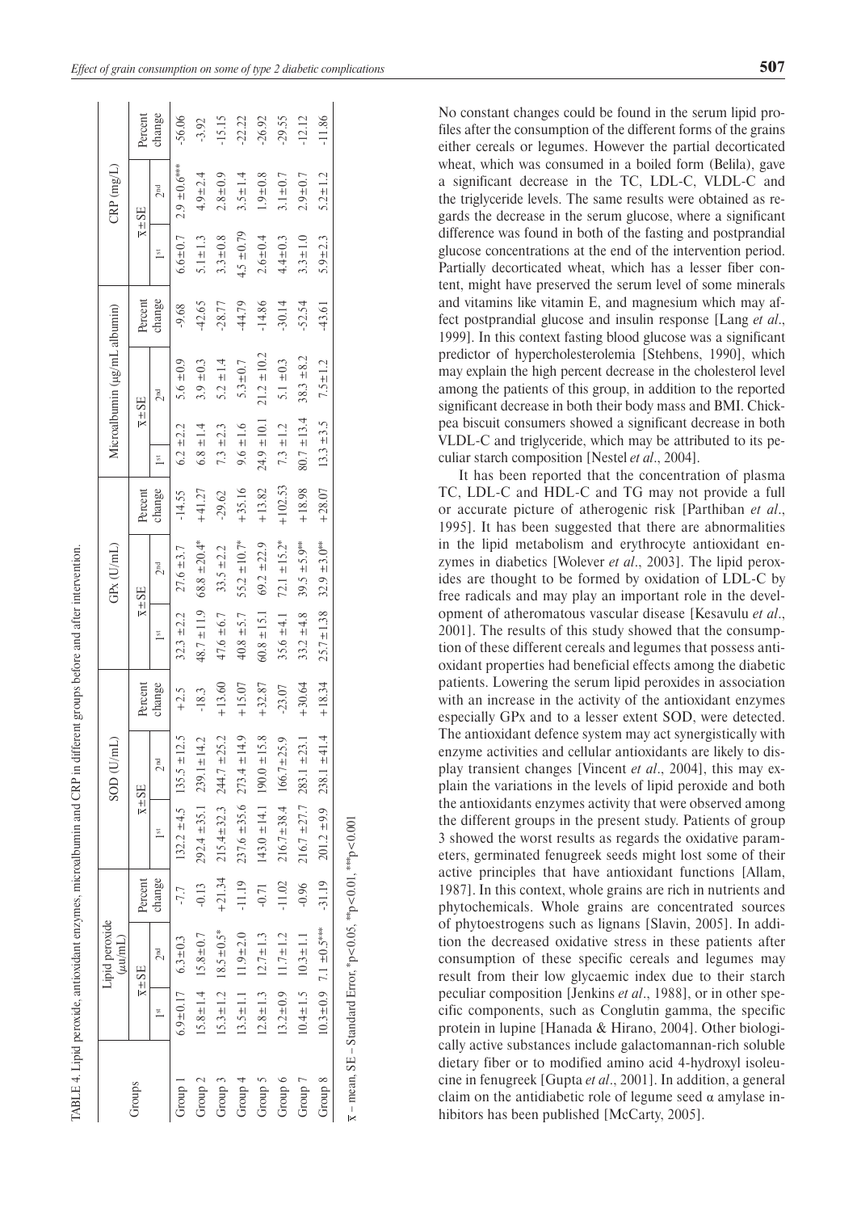TABLE 4. Lipid peroxide, antioxidant enzymes, microalbumin and CRP in different groups before and after intervention.

| Groups | Lipid peroxide (μu/mL) | | | SOD (U/mL) | | | GPx (U/mL) | | | Microalbumin (μg/mL albumin) | | | CRP (mg/L) | | |
|---|---|---|---|---|---|---|---|---|---|---|---|---|---|---|---|
| | x̄ ± SE | | Percent change | x̄ ± SE | | Percent change | x̄ ± SE | | Percent change | x̄ ± SE | | Percent change | x̄ ± SE | | Percent change |
| | 1st | 2nd | | 1st | 2nd | | 1st | 2nd | | 1st | 2nd | | 1st | 2nd | |
| Group 1 | 6.9±0.17 | 6.3±0.3 | -7.7 | 132.2 ±4.5 | 135.5 ±12.5 | +2.5 | 32.3 ±2.2 | 27.6 ±3.7 | -14.55 | 6.2 ±2.2 | 5.6 ±0.9 | -9.68 | 6.6±0.7 | 2.9 ±0.6*** | -56.06 |
| Group 2 | 15.8±1.4 | 15.8±0.7 | -0.13 | 292.4 ±35.1 | 239.1±14.2 | -18.3 | 48.7 ±11.9 | 68.8 ±20.4* | +41.27 | 6.8 ±1.4 | 3.9 ±0.3 | -42.65 | 5.1±1.3 | 4.9±2.4 | -3.92 |
| Group 3 | 15.3±1.2 | 18.5±0.5* | +21.34 | 215.4±32.3 | 244.7 ±25.2 | +13.60 | 47.6 ±6.7 | 33.5 ±2.2 | -29.62 | 7.3 ±2.3 | 5.2 ±1.4 | -28.77 | 3.3±0.8 | 2.8±0.9 | -15.15 |
| Group 4 | 13.5±1.1 | 11.9±2.0 | -11.19 | 237.6 ±35.6 | 273.4 ±14.9 | +15.07 | 40.8 ±5.7 | 55.2 ±10.7* | +35.16 | 9.6 ±1.6 | 5.3±0.7 | -44.79 | 4.5 ±0.79 | 3.5±1.4 | -22.22 |
| Group 5 | 12.8±1.3 | 12.7±1.3 | -0.71 | 143.0 ±14.1 | 190.0 ±15.8 | +32.87 | 60.8 ±15.1 | 69.2 ±22.9 | +13.82 | 24.9 ±10.1 | 21.2 ±10.2 | -14.86 | 2.6±0.4 | 1.9±0.8 | -26.92 |
| Group 6 | 13.2±0.9 | 11.7±1.2 | -11.02 | 216.7±38.4 | 166.7±25.9 | -23.07 | 35.6 ±4.1 | 72.1 ±15.2* | +102.53 | 7.3 ±1.2 | 5.1 ±0.3 | -30.14 | 4.4±0.3 | 3.1±0.7 | -29.55 |
| Group 7 | 10.4±1.5 | 10.3±1.1 | -0.96 | 216.7 ±27.7 | 283.1 ±23.1 | +30.64 | 33.2 ±4.8 | 39.5 ±5.9** | +18.98 | 80.7 ±13.4 | 38.3 ±8.2 | -52.54 | 3.3±1.0 | 2.9±0.7 | -12.12 |
| Group 8 | 10.3±0.9 | 7.1 ±0.5*** | -31.19 | 201.2 ±9.9 | 238.1 ±41.4 | +18.34 | 25.7±1.38 | 32.9 ±3.0** | +28.07 | 13.3 ±3.5 | 7.5±1.2 | -43.61 | 5.9±2.3 | 5.2±1.2 | -11.86 |

x̄ – mean, SE – Standard Error, *p<0.05, **p<0.01, ***p<0.001

No constant changes could be found in the serum lipid profiles after the consumption of the different forms of the grains either cereals or legumes. However the partial decorticated wheat, which was consumed in a boiled form (Belila), gave a significant decrease in the TC, LDL-C, VLDL-C and the triglyceride levels. The same results were obtained as regards the decrease in the serum glucose, where a significant difference was found in both of the fasting and postprandial glucose concentrations at the end of the intervention period. Partially decorticated wheat, which has a lesser fiber content, might have preserved the serum level of some minerals and vitamins like vitamin E, and magnesium which may affect postprandial glucose and insulin response [Lang *et al*., 1999]. In this context fasting blood glucose was a significant predictor of hypercholesterolemia [Stehbens, 1990], which may explain the high percent decrease in the cholesterol level among the patients of this group, in addition to the reported significant decrease in both their body mass and BMI. Chickpea biscuit consumers showed a significant decrease in both VLDL-C and triglyceride, which may be attributed to its peculiar starch composition [Nestel *et al*., 2004].

It has been reported that the concentration of plasma TC, LDL-C and HDL-C and TG may not provide a full or accurate picture of atherogenic risk [Parthiban *et al*., 1995]. It has been suggested that there are abnormalities in the lipid metabolism and erythrocyte antioxidant enzymes in diabetics [Wolever *et al*., 2003]. The lipid peroxides are thought to be formed by oxidation of LDL-C by free radicals and may play an important role in the development of atheromatous vascular disease [Kesavulu *et al*., 2001]. The results of this study showed that the consumption of these different cereals and legumes that possess antioxidant properties had beneficial effects among the diabetic patients. Lowering the serum lipid peroxides in association with an increase in the activity of the antioxidant enzymes especially GPx and to a lesser extent SOD, were detected. The antioxidant defence system may act synergistically with enzyme activities and cellular antioxidants are likely to display transient changes [Vincent *et al*., 2004], this may explain the variations in the levels of lipid peroxide and both the antioxidants enzymes activity that were observed among the different groups in the present study. Patients of group 3 showed the worst results as regards the oxidative parameters, germinated fenugreek seeds might lost some of their active principles that have antioxidant functions [Allam, 1987]. In this context, whole grains are rich in nutrients and phytochemicals. Whole grains are concentrated sources of phytoestrogens such as lignans [Slavin, 2005]. In addition the decreased oxidative stress in these patients after consumption of these specific cereals and legumes may result from their low glycaemic index due to their starch peculiar composition [Jenkins *et al*., 1988], or in other specific components, such as Conglutin gamma, the specific protein in lupine [Hanada & Hirano, 2004]. Other biologically active substances include galactomannan-rich soluble dietary fiber or to modified amino acid 4-hydroxyl isoleucine in fenugreek [Gupta *et al*., 2001]. In addition, a general claim on the antidiabetic role of legume seed α amylase inhibitors has been published [McCarty, 2005].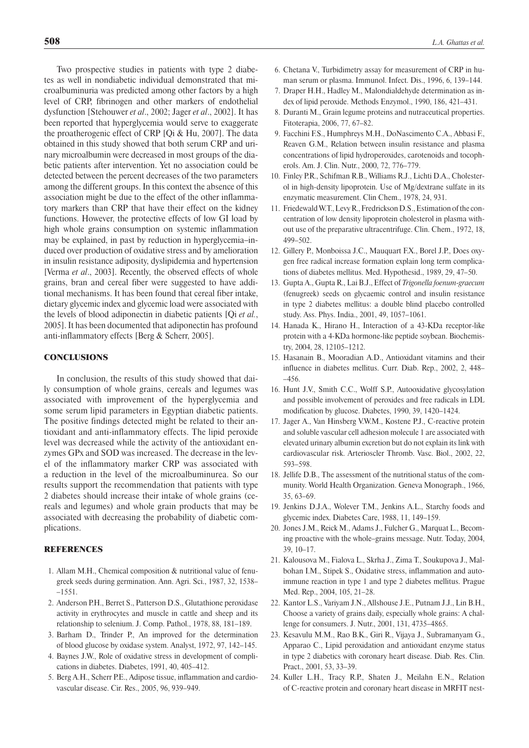Two prospective studies in patients with type 2 diabetes as well in nondiabetic individual demonstrated that microalbuminuria was predicted among other factors by a high level of CRP, fibrinogen and other markers of endothelial dysfunction [Stehouwer *et al*., 2002; Jager *et al*., 2002]. It has been reported that hyperglycemia would serve to exaggerate the proatherogenic effect of CRP [Qi & Hu, 2007]. The data obtained in this study showed that both serum CRP and urinary microalbumin were decreased in most groups of the diabetic patients after intervention. Yet no association could be detected between the percent decreases of the two parameters among the different groups. In this context the absence of this association might be due to the effect of the other inflammatory markers than CRP that have their effect on the kidney functions. However, the protective effects of low GI load by high whole grains consumption on systemic inflammation may be explained, in past by reduction in hyperglycemia–induced over production of oxidative stress and by amelioration in insulin resistance adiposity, dyslipidemia and hypertension [Verma *et al*., 2003]. Recently, the observed effects of whole grains, bran and cereal fiber were suggested to have additional mechanisms. It has been found that cereal fiber intake, dietary glycemic index and glycemic load were associated with the levels of blood adiponectin in diabetic patients [Qi *et al.*, 2005]. It has been documented that adiponectin has profound anti-inflammatory effects [Berg & Scherr, 2005].

## CONCLUSIONS

In conclusion, the results of this study showed that daily consumption of whole grains, cereals and legumes was associated with improvement of the hyperglycemia and some serum lipid parameters in Egyptian diabetic patients. The positive findings detected might be related to their antioxidant and anti-inflammatory effects. The lipid peroxide level was decreased while the activity of the antioxidant enzymes GPx and SOD was increased. The decrease in the level of the inflammatory marker CRP was associated with a reduction in the level of the microalbuminurea. So our results support the recommendation that patients with type 2 diabetes should increase their intake of whole grains (cereals and legumes) and whole grain products that may be associated with decreasing the probability of diabetic complications.

## REFERENCES

1. Allam M.H., Chemical composition & nutritional value of fenugreek seeds during germination. Ann. Agri. Sci., 1987, 32, 1538–1551.
2. Anderson P.H., Berret S., Patterson D.S., Glutathione peroxidase activity in erythrocytes and muscle in cattle and sheep and its relationship to selenium. J. Comp. Pathol., 1978, 88, 181–189.
3. Barham D., Trinder P., An improved for the determination of blood glucose by oxidase system. Analyst, 1972, 97, 142–145.
4. Baynes J.W., Role of oxidative stress in development of complications in diabetes. Diabetes, 1991, 40, 405–412.
5. Berg A.H., Scherr P.E., Adipose tissue, inflammation and cardiovascular disease. Cir. Res., 2005, 96, 939–949.
6. Chetana V., Turbidimetry assay for measurement of CRP in human serum or plasma. Immunol. Infect. Dis., 1996, 6, 139–144.
7. Draper H.H., Hadley M., Malondialdehyde determination as index of lipid peroxide. Methods Enzymol., 1990, 186, 421–431.
8. Duranti M., Grain legume proteins and nutraceutical properties. Fitoterapia, 2006, 77, 67–82.
9. Facchini F.S., Humphreys M.H., DoNascimento C.A., Abbasi F., Reaven G.M., Relation between insulin resistance and plasma concentrations of lipid hydroperoxides, carotenoids and tocopherols. Am. J. Clin. Nutr., 2000, 72, 776–779.
10. Finley P.R., Schifman R.B., Williams R.J., Lichti D.A., Cholesterol in high-density lipoprotein. Use of Mg/dextrane sulfate in its enzymatic measurement. Clin Chem., 1978, 24, 931.
11. Friedewald W.T., Levy R., Fredrickson D.S., Estimation of the concentration of low density lipoprotein cholesterol in plasma without use of the preparative ultracentrifuge. Clin. Chem., 1972, 18, 499–502.
12. Gillery P., Monboissa J.C., Mauquart F.X., Borel J.P., Does oxygen free radical increase formation explain long term complications of diabetes mellitus. Med. Hypothesid., 1989, 29, 47–50.
13. Gupta A., Gupta R., Lai B.J., Effect of *Trigonella foenum-graecum* (fenugreek) seeds on glycaemic control and insulin resistance in type 2 diabetes mellitus: a double blind placebo controlled study. Ass. Phys. India., 2001, 49, 1057–1061.
14. Hanada K., Hirano H., Interaction of a 43-KDa receptor-like protein with a 4-KDa hormone-like peptide soybean. Biochemistry, 2004, 28, 12105–1212.
15. Hasanain B., Mooradian A.D., Antioxidant vitamins and their influence in diabetes mellitus. Curr. Diab. Rep., 2002, 2, 448–456.
16. Hunt J.V., Smith C.C., Wolff S.P., Autooxidative glycosylation and possible involvement of peroxides and free radicals in LDL modification by glucose. Diabetes, 1990, 39, 1420–1424.
17. Jager A., Van Hinsberg V.W.M., Kostene P.J., C-reactive protein and soluble vascular cell adhesion molecule 1 are associated with elevated urinary albumin excretion but do not explain its link with cardiovascular risk. Arterioscler Thromb. Vasc. Biol., 2002, 22, 593–598.
18. Jellife D.B., The assessment of the nutritional status of the community. World Health Organization. Geneva Monograph., 1966, 35, 63–69.
19. Jenkins D.J.A., Wolever T.M., Jenkins A.L., Starchy foods and glycemic index. Diabetes Care, 1988, 11, 149–159.
20. Jones J.M., Reick M., Adams J., Fulcher G., Marquat L., Becoming proactive with the whole–grains message. Nutr. Today, 2004, 39, 10–17.
21. Kalousova M., Fialova L., Skrha J., Zima T., Soukupova J., Malbohan I.M., Stipek S., Oxidative stress, inflammation and autoimmune reaction in type 1 and type 2 diabetes mellitus. Prague Med. Rep., 2004, 105, 21–28.
22. Kantor L.S., Variyam J.N., Allshouse J.E., Putnam J.J., Lin B.H., Choose a variety of grains daily, especially whole grains: A challenge for consumers. J. Nutr., 2001, 131, 4735–4865.
23. Kesavulu M.M., Rao B.K., Giri R., Vijaya J., Subramanyam G., Apparao C., Lipid peroxidation and antioxidant enzyme status in type 2 diabetics with coronary heart disease. Diab. Res. Clin. Pract., 2001, 53, 33–39.
24. Kuller L.H., Tracy R.P., Shaten J., Meilahn E.N., Relation of C-reactive protein and coronary heart disease in MRFIT nest-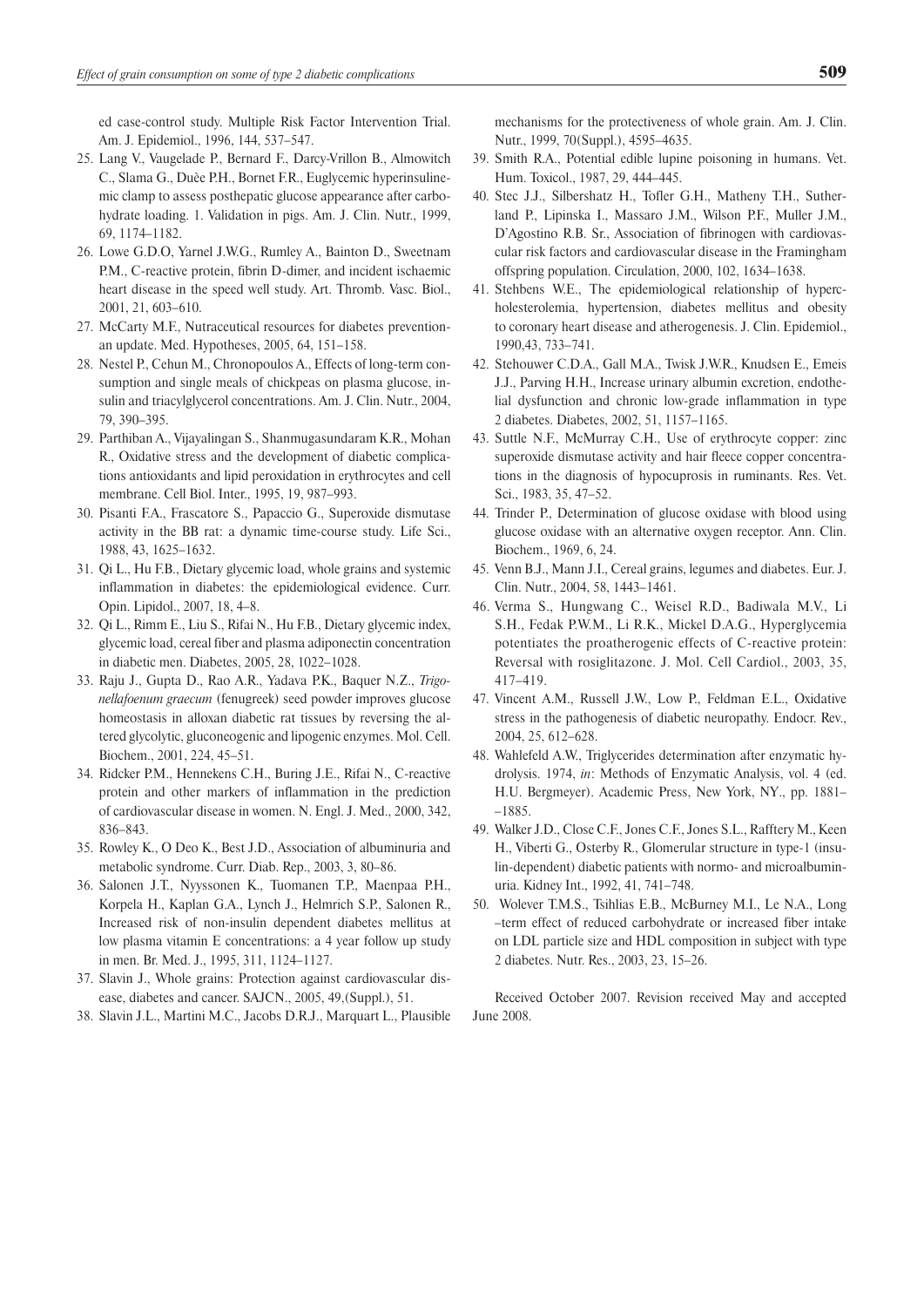ed case-control study. Multiple Risk Factor Intervention Trial. Am. J. Epidemiol., 1996, 144, 537–547.

25. Lang V., Vaugelade P., Bernard F., Darcy-Vrillon B., Almowitch C., Slama G., Duèe P.H., Bornet F.R., Euglycemic hyperinsulinemic clamp to assess posthepatic glucose appearance after carbohydrate loading. 1. Validation in pigs. Am. J. Clin. Nutr., 1999, 69, 1174–1182.
26. Lowe G.D.O, Yarnel J.W.G., Rumley A., Bainton D., Sweetnam P.M., C-reactive protein, fibrin D-dimer, and incident ischaemic heart disease in the speed well study. Art. Thromb. Vasc. Biol., 2001, 21, 603–610.
27. McCarty M.F., Nutraceutical resources for diabetes preventionan update. Med. Hypotheses, 2005, 64, 151–158.
28. Nestel P., Cehun M., Chronopoulos A., Effects of long-term consumption and single meals of chickpeas on plasma glucose, insulin and triacylglycerol concentrations. Am. J. Clin. Nutr., 2004, 79, 390–395.
29. Parthiban A., Vijayalingan S., Shanmugasundaram K.R., Mohan R., Oxidative stress and the development of diabetic complications antioxidants and lipid peroxidation in erythrocytes and cell membrane. Cell Biol. Inter., 1995, 19, 987–993.
30. Pisanti F.A., Frascatore S., Papaccio G., Superoxide dismutase activity in the BB rat: a dynamic time-course study. Life Sci., 1988, 43, 1625–1632.
31. Qi L., Hu F.B., Dietary glycemic load, whole grains and systemic inflammation in diabetes: the epidemiological evidence. Curr. Opin. Lipidol., 2007, 18, 4–8.
32. Qi L., Rimm E., Liu S., Rifai N., Hu F.B., Dietary glycemic index, glycemic load, cereal fiber and plasma adiponectin concentration in diabetic men. Diabetes, 2005, 28, 1022–1028.
33. Raju J., Gupta D., Rao A.R., Yadava P.K., Baquer N.Z., *Trigonellafoenum graecum* (fenugreek) seed powder improves glucose homeostasis in alloxan diabetic rat tissues by reversing the altered glycolytic, gluconeogenic and lipogenic enzymes. Mol. Cell. Biochem., 2001, 224, 45–51.
34. Ridcker P.M., Hennekens C.H., Buring J.E., Rifai N., C-reactive protein and other markers of inflammation in the prediction of cardiovascular disease in women. N. Engl. J. Med., 2000, 342, 836–843.
35. Rowley K., O Deo K., Best J.D., Association of albuminuria and metabolic syndrome. Curr. Diab. Rep., 2003, 3, 80–86.
36. Salonen J.T., Nyyssonen K., Tuomanen T.P., Maenpaa P.H., Korpela H., Kaplan G.A., Lynch J., Helmrich S.P., Salonen R., Increased risk of non-insulin dependent diabetes mellitus at low plasma vitamin E concentrations: a 4 year follow up study in men. Br. Med. J., 1995, 311, 1124–1127.
37. Slavin J., Whole grains: Protection against cardiovascular disease, diabetes and cancer. SAJCN., 2005, 49,(Suppl.), 51.
38. Slavin J.L., Martini M.C., Jacobs D.R.J., Marquart L., Plausible mechanisms for the protectiveness of whole grain. Am. J. Clin. Nutr., 1999, 70(Suppl.), 4595–4635.
39. Smith R.A., Potential edible lupine poisoning in humans. Vet. Hum. Toxicol., 1987, 29, 444–445.
40. Stec J.J., Silbershatz H., Tofler G.H., Matheny T.H., Sutherland P., Lipinska I., Massaro J.M., Wilson P.F., Muller J.M., D'Agostino R.B. Sr., Association of fibrinogen with cardiovascular risk factors and cardiovascular disease in the Framingham offspring population. Circulation, 2000, 102, 1634–1638.
41. Stehbens W.E., The epidemiological relationship of hypercholesterolemia, hypertension, diabetes mellitus and obesity to coronary heart disease and atherogenesis. J. Clin. Epidemiol., 1990,43, 733–741.
42. Stehouwer C.D.A., Gall M.A., Twisk J.W.R., Knudsen E., Emeis J.J., Parving H.H., Increase urinary albumin excretion, endothelial dysfunction and chronic low-grade inflammation in type 2 diabetes. Diabetes, 2002, 51, 1157–1165.
43. Suttle N.F., McMurray C.H., Use of erythrocyte copper: zinc superoxide dismutase activity and hair fleece copper concentrations in the diagnosis of hypocuprosis in ruminants. Res. Vet. Sci., 1983, 35, 47–52.
44. Trinder P., Determination of glucose oxidase with blood using glucose oxidase with an alternative oxygen receptor. Ann. Clin. Biochem., 1969, 6, 24.
45. Venn B.J., Mann J.I., Cereal grains, legumes and diabetes. Eur. J. Clin. Nutr., 2004, 58, 1443–1461.
46. Verma S., Hungwang C., Weisel R.D., Badiwala M.V., Li S.H., Fedak P.W.M., Li R.K., Mickel D.A.G., Hyperglycemia potentiates the proatherogenic effects of C-reactive protein: Reversal with rosiglitazone. J. Mol. Cell Cardiol., 2003, 35, 417–419.
47. Vincent A.M., Russell J.W., Low P., Feldman E.L., Oxidative stress in the pathogenesis of diabetic neuropathy. Endocr. Rev., 2004, 25, 612–628.
48. Wahlefeld A.W., Triglycerides determination after enzymatic hydrolysis. 1974, *in*: Methods of Enzymatic Analysis, vol. 4 (ed. H.U. Bergmeyer). Academic Press, New York, NY., pp. 1881–1885.
49. Walker J.D., Close C.F., Jones C.F., Jones S.L., Rafftery M., Keen H., Viberti G., Osterby R., Glomerular structure in type-1 (insulin-dependent) diabetic patients with normo- and microalbuminuria. Kidney Int., 1992, 41, 741–748.
50. Wolever T.M.S., Tsihlias E.B., McBurney M.I., Le N.A., Long –term effect of reduced carbohydrate or increased fiber intake on LDL particle size and HDL composition in subject with type 2 diabetes. Nutr. Res., 2003, 23, 15–26.

Received October 2007. Revision received May and accepted June 2008.